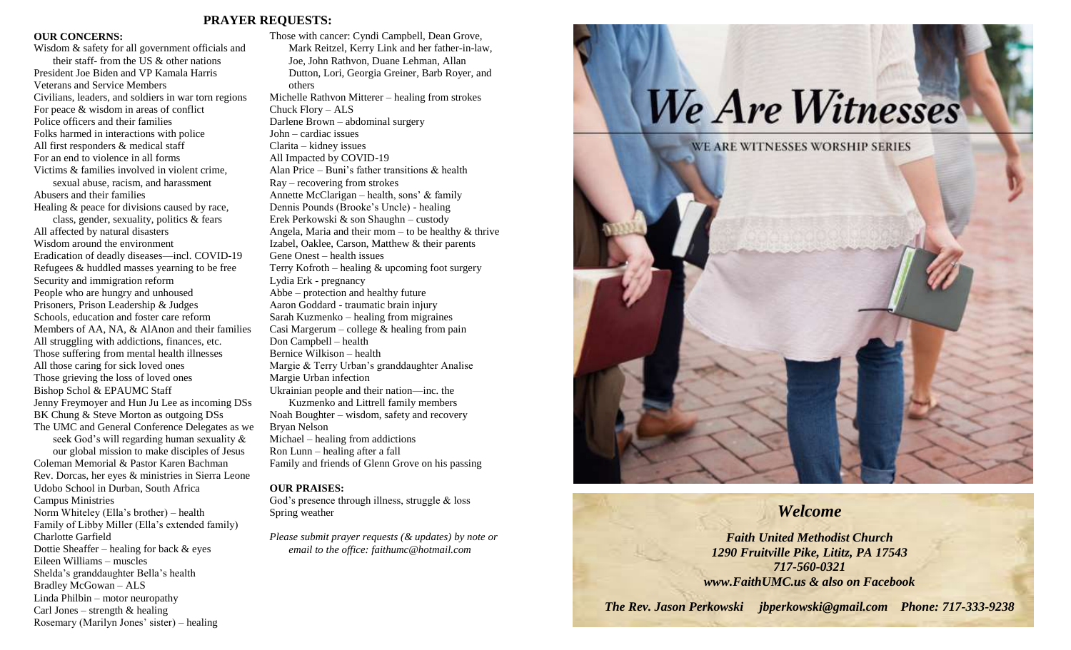## PRAYER REQUESTS:

**OUR CONCERNS:**

Wisdom & safety for all government officials and their staff- from the US & other nations
President Joe Biden and VP Kamala Harris
Veterans and Service Members
Civilians, leaders, and soldiers in war torn regions
For peace & wisdom in areas of conflict
Police officers and their families
Folks harmed in interactions with police
All first responders & medical staff
For an end to violence in all forms
Victims & families involved in violent crime, sexual abuse, racism, and harassment
Abusers and their families
Healing & peace for divisions caused by race, class, gender, sexuality, politics & fears
All affected by natural disasters
Wisdom around the environment
Eradication of deadly diseases—incl. COVID-19
Refugees & huddled masses yearning to be free
Security and immigration reform
People who are hungry and unhoused
Prisoners, Prison Leadership & Judges
Schools, education and foster care reform
Members of AA, NA, & AlAnon and their families
All struggling with addictions, finances, etc.
Those suffering from mental health illnesses
All those caring for sick loved ones
Those grieving the loss of loved ones
Bishop Schol & EPAUMC Staff
Jenny Freymoyer and Hun Ju Lee as incoming DSs
BK Chung & Steve Morton as outgoing DSs
The UMC and General Conference Delegates as we seek God's will regarding human sexuality & our global mission to make disciples of Jesus
Coleman Memorial & Pastor Karen Bachman
Rev. Dorcas, her eyes & ministries in Sierra Leone
Udobo School in Durban, South Africa
Campus Ministries
Norm Whiteley (Ella's brother) – health
Family of Libby Miller (Ella's extended family)
Charlotte Garfield
Dottie Sheaffer – healing for back & eyes
Eileen Williams – muscles
Shelda's granddaughter Bella's health
Bradley McGowan – ALS
Linda Philbin – motor neuropathy
Carl Jones – strength & healing
Rosemary (Marilyn Jones' sister) – healing
Those with cancer: Cyndi Campbell, Dean Grove, Mark Reitzel, Kerry Link and her father-in-law, Joe, John Rathvon, Duane Lehman, Allan Dutton, Lori, Georgia Greiner, Barb Royer, and others
Michelle Rathvon Mitterer – healing from strokes
Chuck Flory – ALS
Darlene Brown – abdominal surgery
John – cardiac issues
Clarita – kidney issues
All Impacted by COVID-19
Alan Price – Buni's father transitions & health
Ray – recovering from strokes
Annette McClarigan – health, sons' & family
Dennis Pounds (Brooke's Uncle) - healing
Erek Perkowski & son Shaughn – custody
Angela, Maria and their mom – to be healthy & thrive
Izabel, Oaklee, Carson, Matthew & their parents
Gene Onest – health issues
Terry Kofroth – healing & upcoming foot surgery
Lydia Erk - pregnancy
Abbe – protection and healthy future
Aaron Goddard - traumatic brain injury
Sarah Kuzmenko – healing from migraines
Casi Margerum – college & healing from pain
Don Campbell – health
Bernice Wilkison – health
Margie & Terry Urban's granddaughter Analise
Margie Urban infection
Ukrainian people and their nation—inc. the Kuzmenko and Littrell family members
Noah Boughter – wisdom, safety and recovery
Bryan Nelson
Michael – healing from addictions
Ron Lunn – healing after a fall
Family and friends of Glenn Grove on his passing

**OUR PRAISES:**

God's presence through illness, struggle & loss
Spring weather

*Please submit prayer requests (& updates) by note or email to the office: faithumc@hotmail.com*

# We Are Witnesses

WE ARE WITNESSES WORSHIP SERIES

## *Welcome*

***Faith United Methodist Church***
***1290 Fruitville Pike, Lititz, PA 17543***
***717-560-0321***
***www.FaithUMC.us & also on Facebook***

***The Rev. Jason Perkowski jbperkowski@gmail.com Phone: 717-333-9238***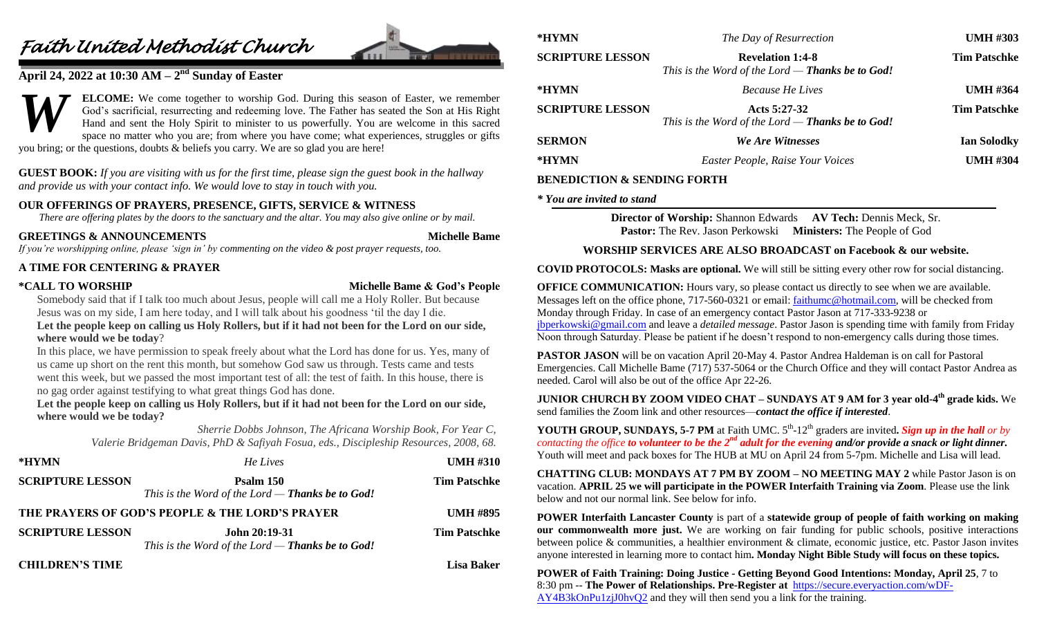# Faith United Methodist Church

## April 24, 2022 at 10:30 AM – 2nd Sunday of Easter

**WELCOME:** We come together to worship God. During this season of Easter, we remember God's sacrificial, resurrecting and redeeming love. The Father has seated the Son at His Right Hand and sent the Holy Spirit to minister to us powerfully. You are welcome in this sacred space no matter who you are; from where you have come; what experiences, struggles or gifts you bring; or the questions, doubts & beliefs you carry. We are so glad you are here!

**GUEST BOOK:** *If you are visiting with us for the first time, please sign the guest book in the hallway and provide us with your contact info. We would love to stay in touch with you.*

**OUR OFFERINGS OF PRAYERS, PRESENCE, GIFTS, SERVICE & WITNESS**

*There are offering plates by the doors to the sanctuary and the altar. You may also give online or by mail.*

**GREETINGS & ANNOUNCEMENTS** — **Michelle Bame**

*If you're worshipping online, please 'sign in' by commenting on the video & post prayer requests, too.*

**A TIME FOR CENTERING & PRAYER**

**\*CALL TO WORSHIP** — **Michelle Bame & God's People**

Somebody said that if I talk too much about Jesus, people will call me a Holy Roller. But because Jesus was on my side, I am here today, and I will talk about his goodness 'til the day I die.

**Let the people keep on calling us Holy Rollers, but if it had not been for the Lord on our side, where would we be today**?

In this place, we have permission to speak freely about what the Lord has done for us. Yes, many of us came up short on the rent this month, but somehow God saw us through. Tests came and tests went this week, but we passed the most important test of all: the test of faith. In this house, there is no gag order against testifying to what great things God has done.

**Let the people keep on calling us Holy Rollers, but if it had not been for the Lord on our side, where would we be today?**

*Sherrie Dobbs Johnson, The Africana Worship Book, For Year C, Valerie Bridgeman Davis, PhD & Safiyah Fosua, eds., Discipleship Resources, 2008, 68.*

| | | |
|---|---|---|
| **\*HYMN** | *He Lives* | **UMH #310** |
| **SCRIPTURE LESSON** | **Psalm 150**<br>*This is the Word of the Lord — **Thanks be to God!*** | **Tim Patschke** |
| **THE PRAYERS OF GOD'S PEOPLE & THE LORD'S PRAYER** | | **UMH #895** |
| **SCRIPTURE LESSON** | **John 20:19-31**<br>*This is the Word of the Lord — **Thanks be to God!*** | **Tim Patschke** |
| **CHILDREN'S TIME** | | **Lisa Baker** |
| **\*HYMN** | *The Day of Resurrection* | **UMH #303** |
| **SCRIPTURE LESSON** | **Revelation 1:4-8**<br>*This is the Word of the Lord — **Thanks be to God!*** | **Tim Patschke** |
| **\*HYMN** | *Because He Lives* | **UMH #364** |
| **SCRIPTURE LESSON** | **Acts 5:27-32**<br>*This is the Word of the Lord — **Thanks be to God!*** | **Tim Patschke** |
| **SERMON** | ***We Are Witnesses*** | **Ian Solodky** |
| **\*HYMN** | *Easter People, Raise Your Voices* | **UMH #304** |

**BENEDICTION & SENDING FORTH**

***\* You are invited to stand***

**Director of Worship:** Shannon Edwards **AV Tech:** Dennis Meck, Sr.
**Pastor:** The Rev. Jason Perkowski **Ministers:** The People of God

**WORSHIP SERVICES ARE ALSO BROADCAST on Facebook & our website.**

**COVID PROTOCOLS: Masks are optional.** We will still be sitting every other row for social distancing.

**OFFICE COMMUNICATION:** Hours vary, so please contact us directly to see when we are available. Messages left on the office phone, 717-560-0321 or email: faithumc@hotmail.com, will be checked from Monday through Friday. In case of an emergency contact Pastor Jason at 717-333-9238 or jbperkowski@gmail.com and leave a *detailed message*. Pastor Jason is spending time with family from Friday Noon through Saturday. Please be patient if he doesn't respond to non-emergency calls during those times.

**PASTOR JASON** will be on vacation April 20-May 4. Pastor Andrea Haldeman is on call for Pastoral Emergencies. Call Michelle Bame (717) 537-5064 or the Church Office and they will contact Pastor Andrea as needed. Carol will also be out of the office Apr 22-26.

**JUNIOR CHURCH BY ZOOM VIDEO CHAT – SUNDAYS AT 9 AM for 3 year old-4th grade kids.** We send families the Zoom link and other resources—***contact the office if interested***.

**YOUTH GROUP, SUNDAYS, 5-7 PM** at Faith UMC. 5th-12th graders are invited**.** ***Sign up in the hall*** *or by contacting the office* ***to volunteer to be the 2nd adult for the evening and/or provide a snack or light dinner.*** Youth will meet and pack boxes for The HUB at MU on April 24 from 5-7pm. Michelle and Lisa will lead.

**CHATTING CLUB: MONDAYS AT 7 PM BY ZOOM – NO MEETING MAY 2** while Pastor Jason is on vacation. **APRIL 25 we will participate in the POWER Interfaith Training via Zoom**. Please use the link below and not our normal link. See below for info.

**POWER Interfaith Lancaster County** is part of a **statewide group of people of faith working on making our commonwealth more just.** We are working on fair funding for public schools, positive interactions between police & communities, a healthier environment & climate, economic justice, etc. Pastor Jason invites anyone interested in learning more to contact him**. Monday Night Bible Study will focus on these topics.**

**POWER of Faith Training: Doing Justice - Getting Beyond Good Intentions: Monday, April 25**, 7 to 8:30 pm -- **The Power of Relationships. Pre-Register at** https://secure.everyaction.com/wDF-AY4B3kOnPu1zjJ0hvQ2 and they will then send you a link for the training.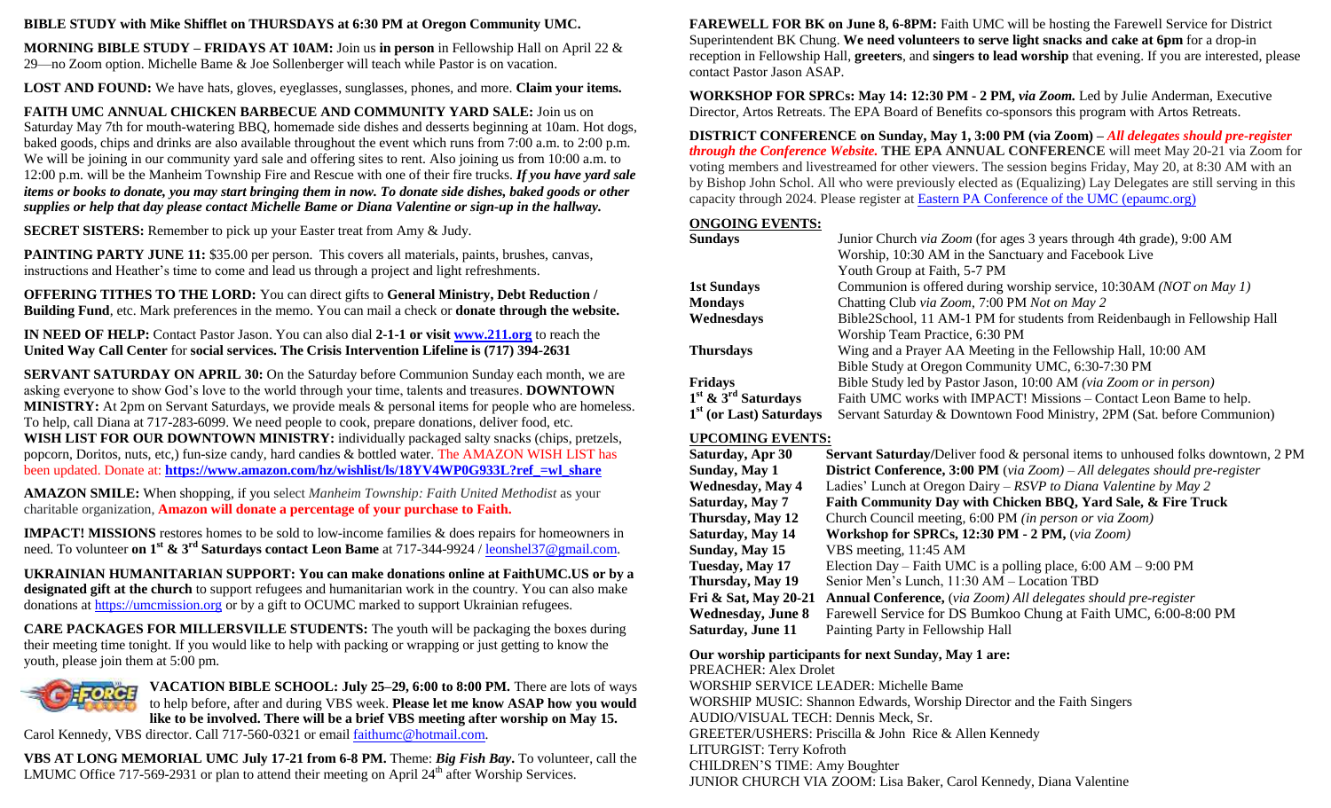**BIBLE STUDY with Mike Shifflet on THURSDAYS at 6:30 PM at Oregon Community UMC.**

**MORNING BIBLE STUDY – FRIDAYS AT 10AM:** Join us **in person** in Fellowship Hall on April 22 & 29—no Zoom option. Michelle Bame & Joe Sollenberger will teach while Pastor is on vacation.

**LOST AND FOUND:** We have hats, gloves, eyeglasses, sunglasses, phones, and more. **Claim your items.**

**FAITH UMC ANNUAL CHICKEN BARBECUE AND COMMUNITY YARD SALE:** Join us on Saturday May 7th for mouth-watering BBQ, homemade side dishes and desserts beginning at 10am. Hot dogs, baked goods, chips and drinks are also available throughout the event which runs from 7:00 a.m. to 2:00 p.m. We will be joining in our community yard sale and offering sites to rent. Also joining us from 10:00 a.m. to 12:00 p.m. will be the Manheim Township Fire and Rescue with one of their fire trucks. ***If you have yard sale items or books to donate, you may start bringing them in now. To donate side dishes, baked goods or other supplies or help that day please contact Michelle Bame or Diana Valentine or sign-up in the hallway.***

**SECRET SISTERS:** Remember to pick up your Easter treat from Amy & Judy.

**PAINTING PARTY JUNE 11:** $35.00 per person. This covers all materials, paints, brushes, canvas, instructions and Heather's time to come and lead us through a project and light refreshments.

**OFFERING TITHES TO THE LORD:** You can direct gifts to **General Ministry, Debt Reduction / Building Fund**, etc. Mark preferences in the memo. You can mail a check or **donate through the website.**

**IN NEED OF HELP:** Contact Pastor Jason. You can also dial **2-1-1 or visit www.211.org** to reach the **United Way Call Center** for **social services. The Crisis Intervention Lifeline is (717) 394-2631**

**SERVANT SATURDAY ON APRIL 30:** On the Saturday before Communion Sunday each month, we are asking everyone to show God's love to the world through your time, talents and treasures. **DOWNTOWN MINISTRY:** At 2pm on Servant Saturdays, we provide meals & personal items for people who are homeless. To help, call Diana at 717-283-6099. We need people to cook, prepare donations, deliver food, etc.
**WISH LIST FOR OUR DOWNTOWN MINISTRY:** individually packaged salty snacks (chips, pretzels, popcorn, Doritos, nuts, etc,) fun-size candy, hard candies & bottled water. The AMAZON WISH LIST has been updated. Donate at: **https://www.amazon.com/hz/wishlist/ls/18YV4WP0G933L?ref_=wl_share**

**AMAZON SMILE:** When shopping, if you select *Manheim Township: Faith United Methodist* as your charitable organization, **Amazon will donate a percentage of your purchase to Faith.**

**IMPACT! MISSIONS** restores homes to be sold to low-income families & does repairs for homeowners in need. To volunteer **on 1st & 3rd Saturdays contact Leon Bame** at 717-344-9924 / leonshel37@gmail.com.

**UKRAINIAN HUMANITARIAN SUPPORT: You can make donations online at FaithUMC.US or by a designated gift at the church** to support refugees and humanitarian work in the country. You can also make donations at https://umcmission.org or by a gift to OCUMC marked to support Ukrainian refugees.

**CARE PACKAGES FOR MILLERSVILLE STUDENTS:** The youth will be packaging the boxes during their meeting time tonight. If you would like to help with packing or wrapping or just getting to know the youth, please join them at 5:00 pm.

**VACATION BIBLE SCHOOL: July 25–29, 6:00 to 8:00 PM.** There are lots of ways to help before, after and during VBS week. **Please let me know ASAP how you would like to be involved. There will be a brief VBS meeting after worship on May 15.** Carol Kennedy, VBS director. Call 717-560-0321 or email faithumc@hotmail.com.

**VBS AT LONG MEMORIAL UMC July 17-21 from 6-8 PM.** Theme: ***Big Fish Bay***. To volunteer, call the LMUMC Office 717-569-2931 or plan to attend their meeting on April 24th after Worship Services.

**FAREWELL FOR BK on June 8, 6-8PM:** Faith UMC will be hosting the Farewell Service for District Superintendent BK Chung. **We need volunteers to serve light snacks and cake at 6pm** for a drop-in reception in Fellowship Hall, **greeters**, and **singers to lead worship** that evening. If you are interested, please contact Pastor Jason ASAP.

**WORKSHOP FOR SPRCs: May 14: 12:30 PM - 2 PM, *via Zoom.*** Led by Julie Anderman, Executive Director, Artos Retreats. The EPA Board of Benefits co-sponsors this program with Artos Retreats.

**DISTRICT CONFERENCE on Sunday, May 1, 3:00 PM (via Zoom) –** ***All delegates should pre-register through the Conference Website.*** **THE EPA ANNUAL CONFERENCE** will meet May 20-21 via Zoom for voting members and livestreamed for other viewers. The session begins Friday, May 20, at 8:30 AM with an by Bishop John Schol. All who were previously elected as (Equalizing) Lay Delegates are still serving in this capacity through 2024. Please register at Eastern PA Conference of the UMC (epaumc.org)

## ONGOING EVENTS:

| | |
|---|---|
| **Sundays** | Junior Church *via Zoom* (for ages 3 years through 4th grade), 9:00 AM |
| | Worship, 10:30 AM in the Sanctuary and Facebook Live |
| | Youth Group at Faith, 5-7 PM |
| **1st Sundays** | Communion is offered during worship service, 10:30AM *(NOT on May 1)* |
| **Mondays** | Chatting Club *via Zoom*, 7:00 PM *Not on May 2* |
| **Wednesdays** | Bible2School, 11 AM-1 PM for students from Reidenbaugh in Fellowship Hall |
| | Worship Team Practice, 6:30 PM |
| **Thursdays** | Wing and a Prayer AA Meeting in the Fellowship Hall, 10:00 AM |
| | Bible Study at Oregon Community UMC, 6:30-7:30 PM |
| **Fridays** | Bible Study led by Pastor Jason, 10:00 AM *(via Zoom or in person)* |
| **1st & 3rd Saturdays** | Faith UMC works with IMPACT! Missions – Contact Leon Bame to help. |
| **1st (or Last) Saturdays** | Servant Saturday & Downtown Food Ministry, 2PM (Sat. before Communion) |

## UPCOMING EVENTS:

| | |
|---|---|
| **Saturday, Apr 30** | **Servant Saturday/**Deliver food & personal items to unhoused folks downtown, 2 PM |
| **Sunday, May 1** | **District Conference, 3:00 PM** (*via Zoom) – All delegates should pre-register* |
| **Wednesday, May 4** | Ladies' Lunch at Oregon Dairy – *RSVP to Diana Valentine by May 2* |
| **Saturday, May 7** | **Faith Community Day with Chicken BBQ, Yard Sale, & Fire Truck** |
| **Thursday, May 12** | Church Council meeting, 6:00 PM *(in person or via Zoom)* |
| **Saturday, May 14** | **Workshop for SPRCs, 12:30 PM - 2 PM,** (*via Zoom)* |
| **Sunday, May 15** | VBS meeting, 11:45 AM |
| **Tuesday, May 17** | Election Day – Faith UMC is a polling place, 6:00 AM – 9:00 PM |
| **Thursday, May 19** | Senior Men's Lunch, 11:30 AM – Location TBD |
| **Fri & Sat, May 20-21** | **Annual Conference,** (*via Zoom) All delegates should pre-register* |
| **Wednesday, June 8** | Farewell Service for DS Bumkoo Chung at Faith UMC, 6:00-8:00 PM |
| **Saturday, June 11** | Painting Party in Fellowship Hall |

**Our worship participants for next Sunday, May 1 are:**
PREACHER: Alex Drolet
WORSHIP SERVICE LEADER: Michelle Bame
WORSHIP MUSIC: Shannon Edwards, Worship Director and the Faith Singers
AUDIO/VISUAL TECH: Dennis Meck, Sr.
GREETER/USHERS: Priscilla & John Rice & Allen Kennedy
LITURGIST: Terry Kofroth
CHILDREN'S TIME: Amy Boughter
JUNIOR CHURCH VIA ZOOM: Lisa Baker, Carol Kennedy, Diana Valentine